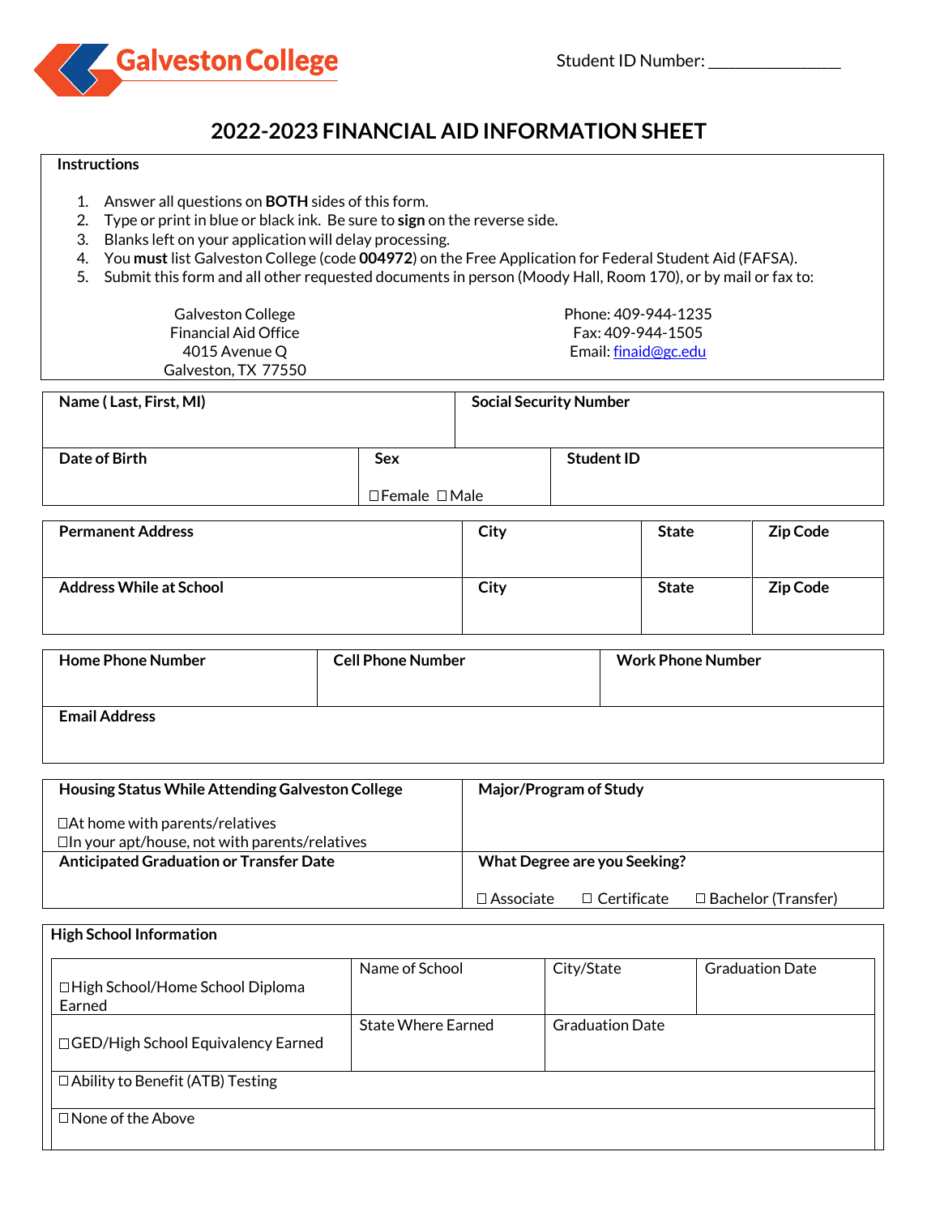Galveston College

Student ID Number: ________________

# 2022-2023 FINANCIAL AID INFORMATION SHEET

**Instructions**

1. Answer all questions on **BOTH** sides of this form.
2. Type or print in blue or black ink. Be sure to **sign** on the reverse side.
3. Blanks left on your application will delay processing.
4. You **must** list Galveston College (code **004972**) on the Free Application for Federal Student Aid (FAFSA).
5. Submit this form and all other requested documents in person (Moody Hall, Room 170), or by mail or fax to:

Galveston College
Financial Aid Office
4015 Avenue Q
Galveston, TX 77550

Phone: 409-944-1235
Fax: 409-944-1505
Email: finaid@gc.edu

| **Name ( Last, First, MI)** | | **Social Security Number** |
|---|---|---|
| **Date of Birth** | **Sex** ☐Female ☐Male | **Student ID** |

| **Permanent Address** | **City** | **State** | **Zip Code** |
|---|---|---|---|
| **Address While at School** | **City** | **State** | **Zip Code** |

| **Home Phone Number** | **Cell Phone Number** | **Work Phone Number** |
|---|---|---|
| **Email Address** | | |

| **Housing Status While Attending Galveston College** ☐At home with parents/relatives ☐In your apt/house, not with parents/relatives | **Major/Program of Study** |
|---|---|
| **Anticipated Graduation or Transfer Date** | **What Degree are you Seeking?** ☐ Associate ☐ Certificate ☐ Bachelor (Transfer) |

**High School Information**

| | | | |
|---|---|---|---|
| ☐High School/Home School Diploma Earned | Name of School | City/State | Graduation Date |
| ☐GED/High School Equivalency Earned | State Where Earned | Graduation Date | |
| ☐Ability to Benefit (ATB) Testing | | | |
| ☐None of the Above | | | |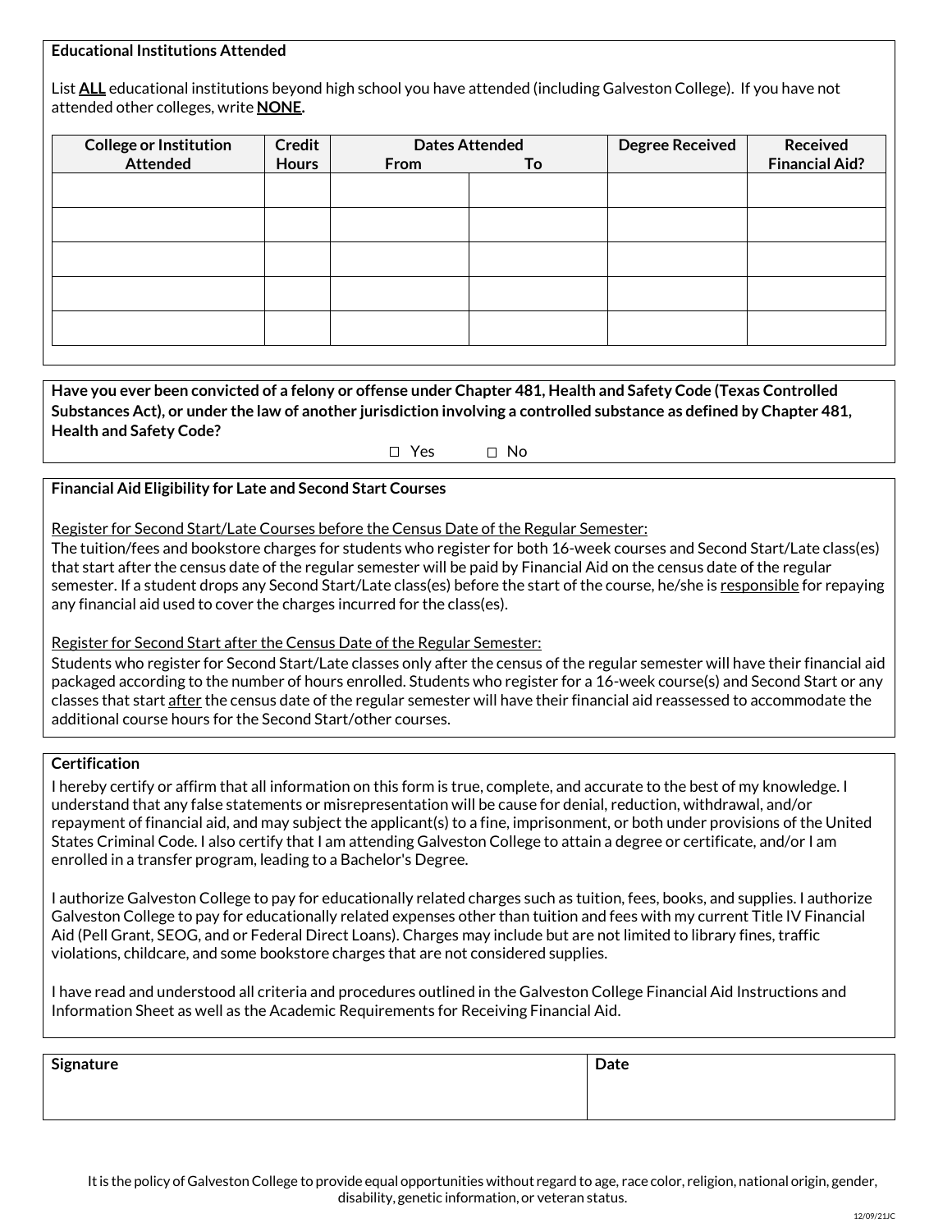**Educational Institutions Attended**

List **ALL** educational institutions beyond high school you have attended (including Galveston College). If you have not attended other colleges, write **NONE.**

| College or Institution Attended | Credit Hours | Dates Attended | | Degree Received | Received Financial Aid? |
|---|---|---|---|---|---|
| | | From | To | | |
| | | | | | |
| | | | | | |
| | | | | | |
| | | | | | |
| | | | | | |

**Have you ever been convicted of a felony or offense under Chapter 481, Health and Safety Code (Texas Controlled Substances Act), or under the law of another jurisdiction involving a controlled substance as defined by Chapter 481, Health and Safety Code?**

☐ Yes ☐ No

**Financial Aid Eligibility for Late and Second Start Courses**

Register for Second Start/Late Courses before the Census Date of the Regular Semester:
The tuition/fees and bookstore charges for students who register for both 16-week courses and Second Start/Late class(es) that start after the census date of the regular semester will be paid by Financial Aid on the census date of the regular semester. If a student drops any Second Start/Late class(es) before the start of the course, he/she is responsible for repaying any financial aid used to cover the charges incurred for the class(es).

Register for Second Start after the Census Date of the Regular Semester:
Students who register for Second Start/Late classes only after the census of the regular semester will have their financial aid packaged according to the number of hours enrolled. Students who register for a 16-week course(s) and Second Start or any classes that start after the census date of the regular semester will have their financial aid reassessed to accommodate the additional course hours for the Second Start/other courses.

**Certification**

I hereby certify or affirm that all information on this form is true, complete, and accurate to the best of my knowledge. I understand that any false statements or misrepresentation will be cause for denial, reduction, withdrawal, and/or repayment of financial aid, and may subject the applicant(s) to a fine, imprisonment, or both under provisions of the United States Criminal Code. I also certify that I am attending Galveston College to attain a degree or certificate, and/or I am enrolled in a transfer program, leading to a Bachelor's Degree.

I authorize Galveston College to pay for educationally related charges such as tuition, fees, books, and supplies. I authorize Galveston College to pay for educationally related expenses other than tuition and fees with my current Title IV Financial Aid (Pell Grant, SEOG, and or Federal Direct Loans). Charges may include but are not limited to library fines, traffic violations, childcare, and some bookstore charges that are not considered supplies.

I have read and understood all criteria and procedures outlined in the Galveston College Financial Aid Instructions and Information Sheet as well as the Academic Requirements for Receiving Financial Aid.

| Signature | Date |
|---|---|
| | |

It is the policy of Galveston College to provide equal opportunities without regard to age, race color, religion, national origin, gender, disability, genetic information, or veteran status.

12/09/21JC